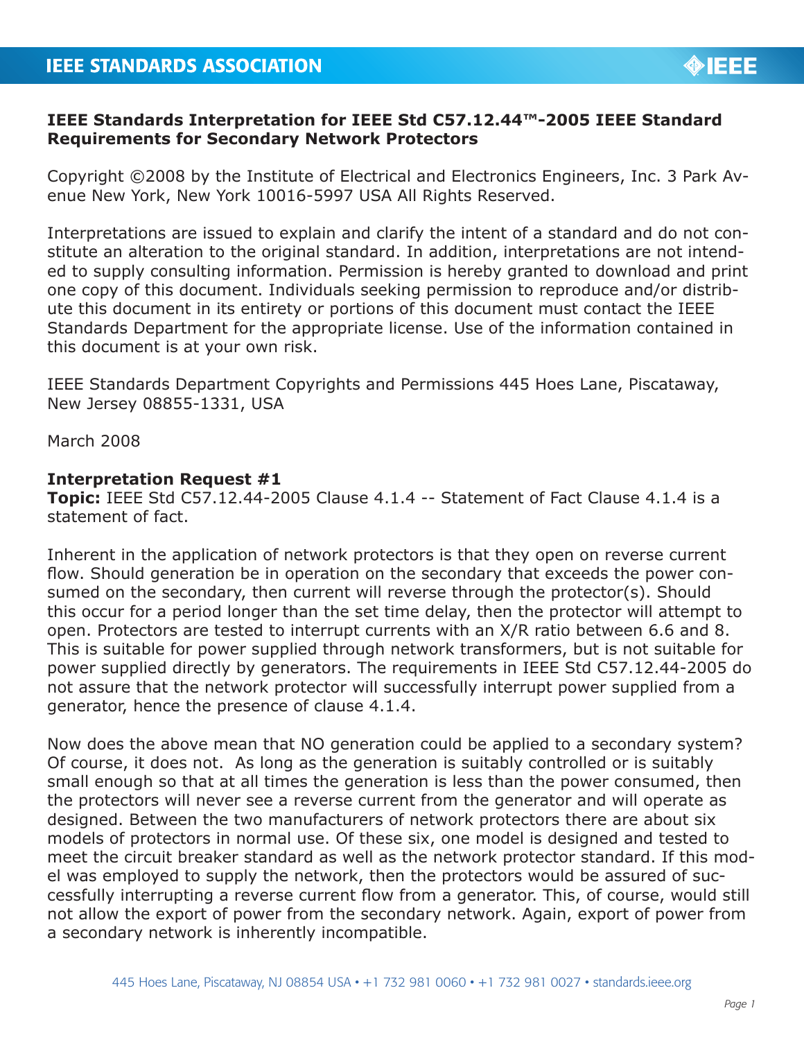**IEEE Standards Interpretation for IEEE Std C57.12.44™-2005 IEEE Standard Requirements for Secondary Network Protectors**

Copyright ©2008 by the Institute of Electrical and Electronics Engineers, Inc. 3 Park Avenue New York, New York 10016-5997 USA All Rights Reserved.

Interpretations are issued to explain and clarify the intent of a standard and do not constitute an alteration to the original standard. In addition, interpretations are not intended to supply consulting information. Permission is hereby granted to download and print one copy of this document. Individuals seeking permission to reproduce and/or distribute this document in its entirety or portions of this document must contact the IEEE Standards Department for the appropriate license. Use of the information contained in this document is at your own risk.

IEEE Standards Department Copyrights and Permissions 445 Hoes Lane, Piscataway, New Jersey 08855-1331, USA

March 2008

**Interpretation Request #1**
**Topic:** IEEE Std C57.12.44-2005 Clause 4.1.4 -- Statement of Fact Clause 4.1.4 is a statement of fact.

Inherent in the application of network protectors is that they open on reverse current flow. Should generation be in operation on the secondary that exceeds the power consumed on the secondary, then current will reverse through the protector(s). Should this occur for a period longer than the set time delay, then the protector will attempt to open. Protectors are tested to interrupt currents with an X/R ratio between 6.6 and 8. This is suitable for power supplied through network transformers, but is not suitable for power supplied directly by generators. The requirements in IEEE Std C57.12.44-2005 do not assure that the network protector will successfully interrupt power supplied from a generator, hence the presence of clause 4.1.4.

Now does the above mean that NO generation could be applied to a secondary system? Of course, it does not. As long as the generation is suitably controlled or is suitably small enough so that at all times the generation is less than the power consumed, then the protectors will never see a reverse current from the generator and will operate as designed. Between the two manufacturers of network protectors there are about six models of protectors in normal use. Of these six, one model is designed and tested to meet the circuit breaker standard as well as the network protector standard. If this model was employed to supply the network, then the protectors would be assured of successfully interrupting a reverse current flow from a generator. This, of course, would still not allow the export of power from the secondary network. Again, export of power from a secondary network is inherently incompatible.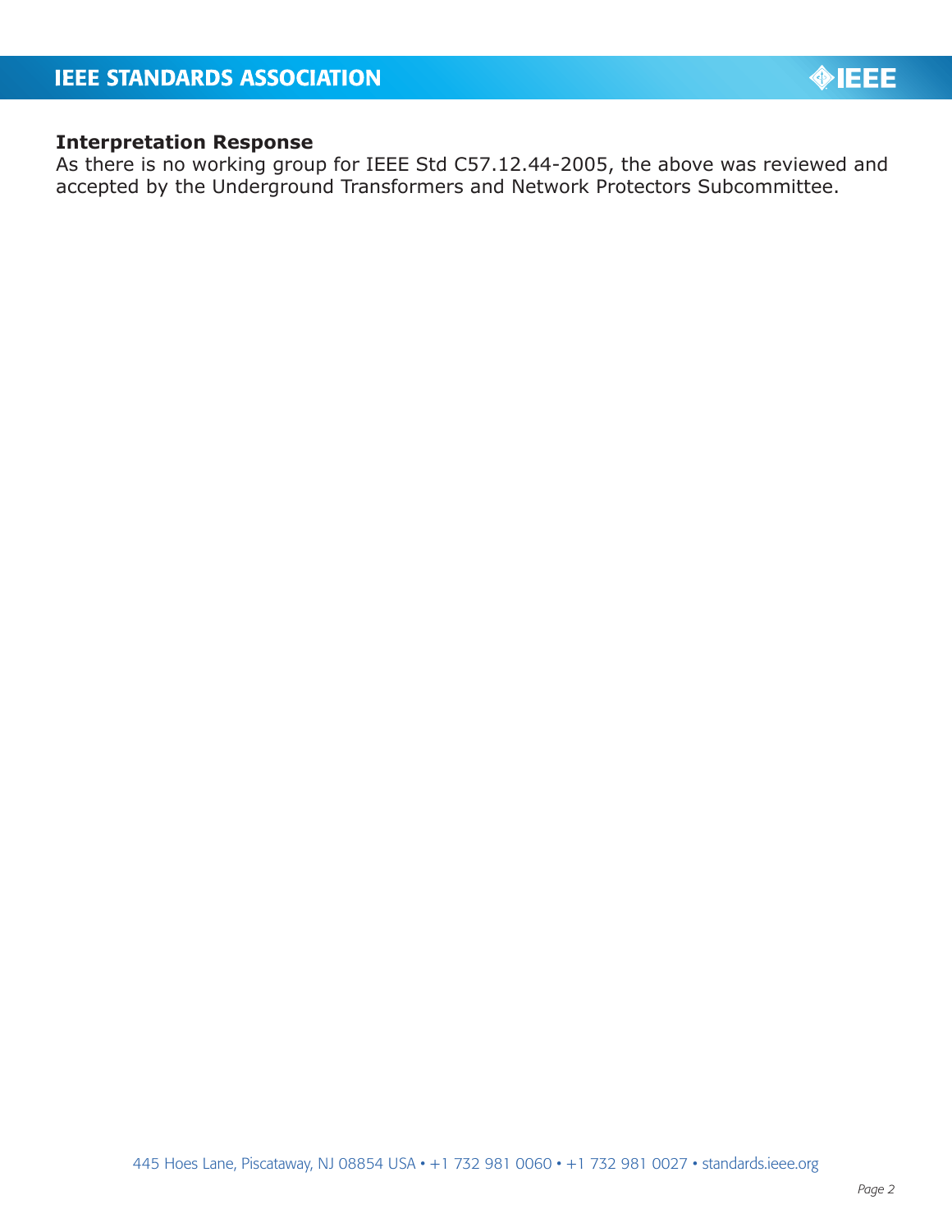**Interpretation Response**

As there is no working group for IEEE Std C57.12.44-2005, the above was reviewed and accepted by the Underground Transformers and Network Protectors Subcommittee.